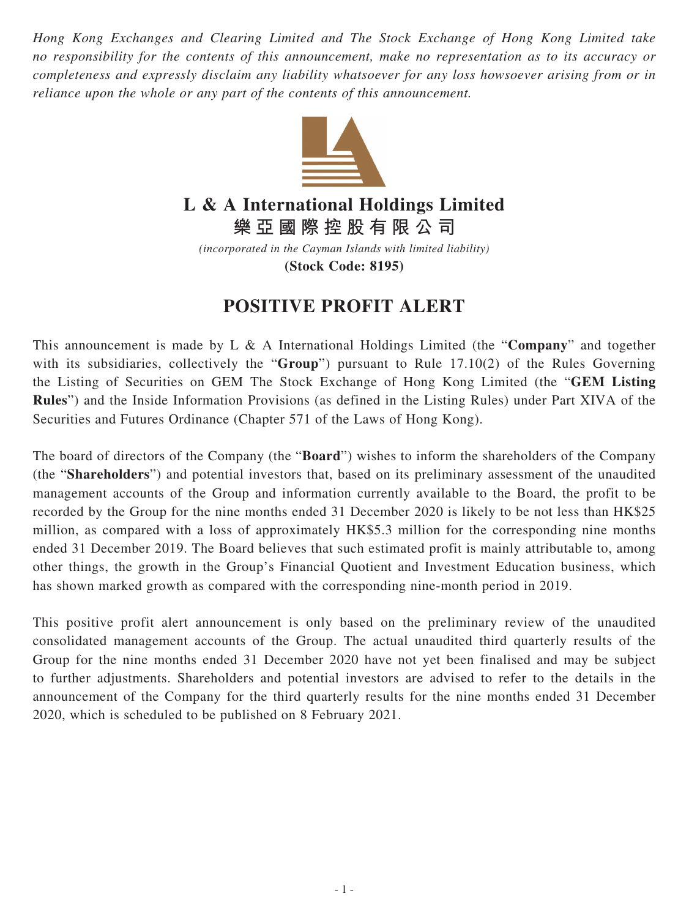*Hong Kong Exchanges and Clearing Limited and The Stock Exchange of Hong Kong Limited take no responsibility for the contents of this announcement, make no representation as to its accuracy or completeness and expressly disclaim any liability whatsoever for any loss howsoever arising from or in reliance upon the whole or any part of the contents of this announcement.*

# L & A International Holdings Limited
# 樂亞國際控股有限公司

*(incorporated in the Cayman Islands with limited liability)*

**(Stock Code: 8195)**

## POSITIVE PROFIT ALERT

This announcement is made by L & A International Holdings Limited (the "**Company**" and together with its subsidiaries, collectively the "**Group**") pursuant to Rule 17.10(2) of the Rules Governing the Listing of Securities on GEM The Stock Exchange of Hong Kong Limited (the "**GEM Listing Rules**") and the Inside Information Provisions (as defined in the Listing Rules) under Part XIVA of the Securities and Futures Ordinance (Chapter 571 of the Laws of Hong Kong).

The board of directors of the Company (the "**Board**") wishes to inform the shareholders of the Company (the "**Shareholders**") and potential investors that, based on its preliminary assessment of the unaudited management accounts of the Group and information currently available to the Board, the profit to be recorded by the Group for the nine months ended 31 December 2020 is likely to be not less than HK$25 million, as compared with a loss of approximately HK$5.3 million for the corresponding nine months ended 31 December 2019. The Board believes that such estimated profit is mainly attributable to, among other things, the growth in the Group's Financial Quotient and Investment Education business, which has shown marked growth as compared with the corresponding nine-month period in 2019.

This positive profit alert announcement is only based on the preliminary review of the unaudited consolidated management accounts of the Group. The actual unaudited third quarterly results of the Group for the nine months ended 31 December 2020 have not yet been finalised and may be subject to further adjustments. Shareholders and potential investors are advised to refer to the details in the announcement of the Company for the third quarterly results for the nine months ended 31 December 2020, which is scheduled to be published on 8 February 2021.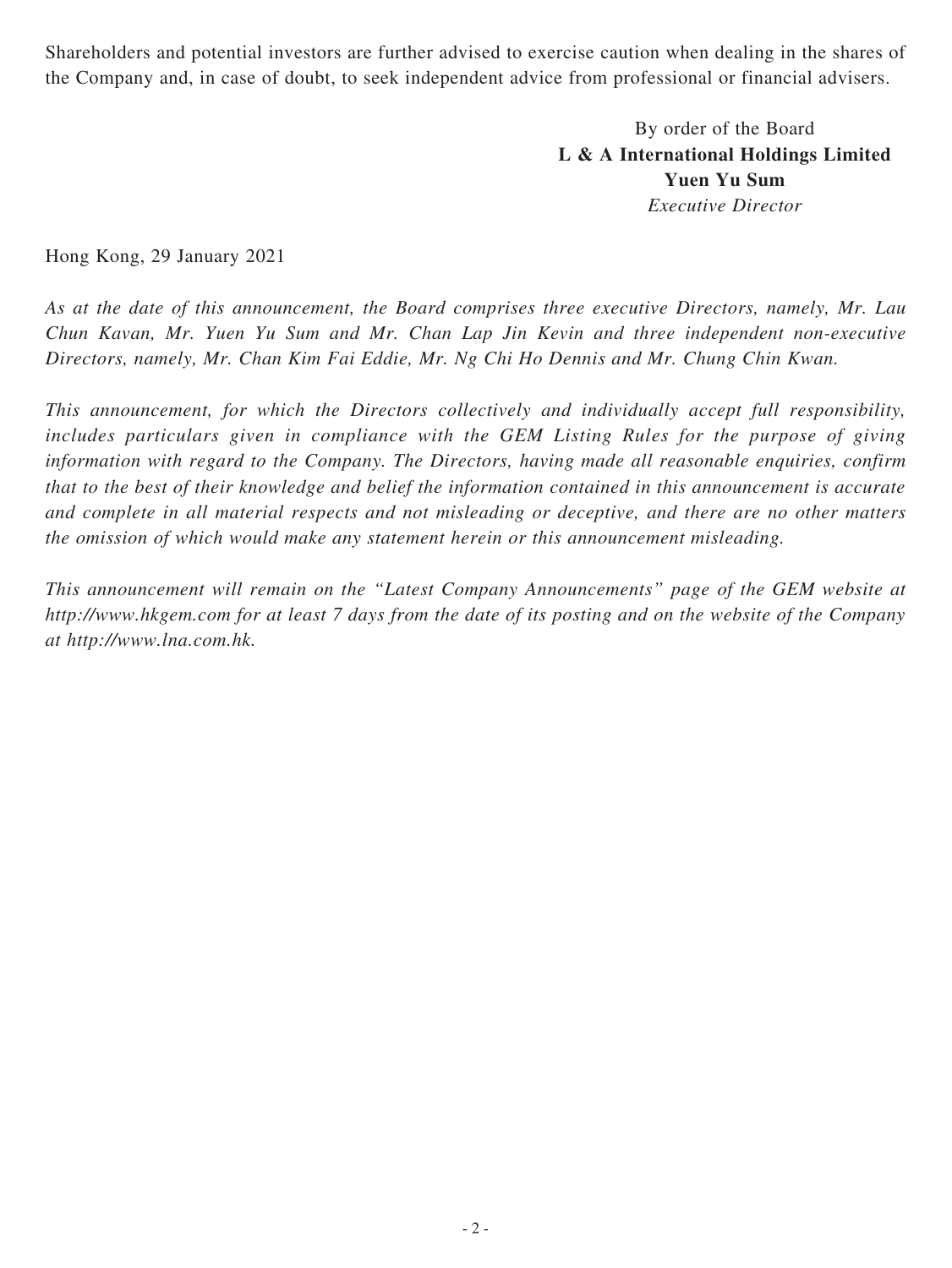Shareholders and potential investors are further advised to exercise caution when dealing in the shares of the Company and, in case of doubt, to seek independent advice from professional or financial advisers.

By order of the Board
**L & A International Holdings Limited**
**Yuen Yu Sum**
*Executive Director*

Hong Kong, 29 January 2021

*As at the date of this announcement, the Board comprises three executive Directors, namely, Mr. Lau Chun Kavan, Mr. Yuen Yu Sum and Mr. Chan Lap Jin Kevin and three independent non-executive Directors, namely, Mr. Chan Kim Fai Eddie, Mr. Ng Chi Ho Dennis and Mr. Chung Chin Kwan.*

*This announcement, for which the Directors collectively and individually accept full responsibility, includes particulars given in compliance with the GEM Listing Rules for the purpose of giving information with regard to the Company. The Directors, having made all reasonable enquiries, confirm that to the best of their knowledge and belief the information contained in this announcement is accurate and complete in all material respects and not misleading or deceptive, and there are no other matters the omission of which would make any statement herein or this announcement misleading.*

*This announcement will remain on the "Latest Company Announcements" page of the GEM website at http://www.hkgem.com for at least 7 days from the date of its posting and on the website of the Company at http://www.lna.com.hk.*